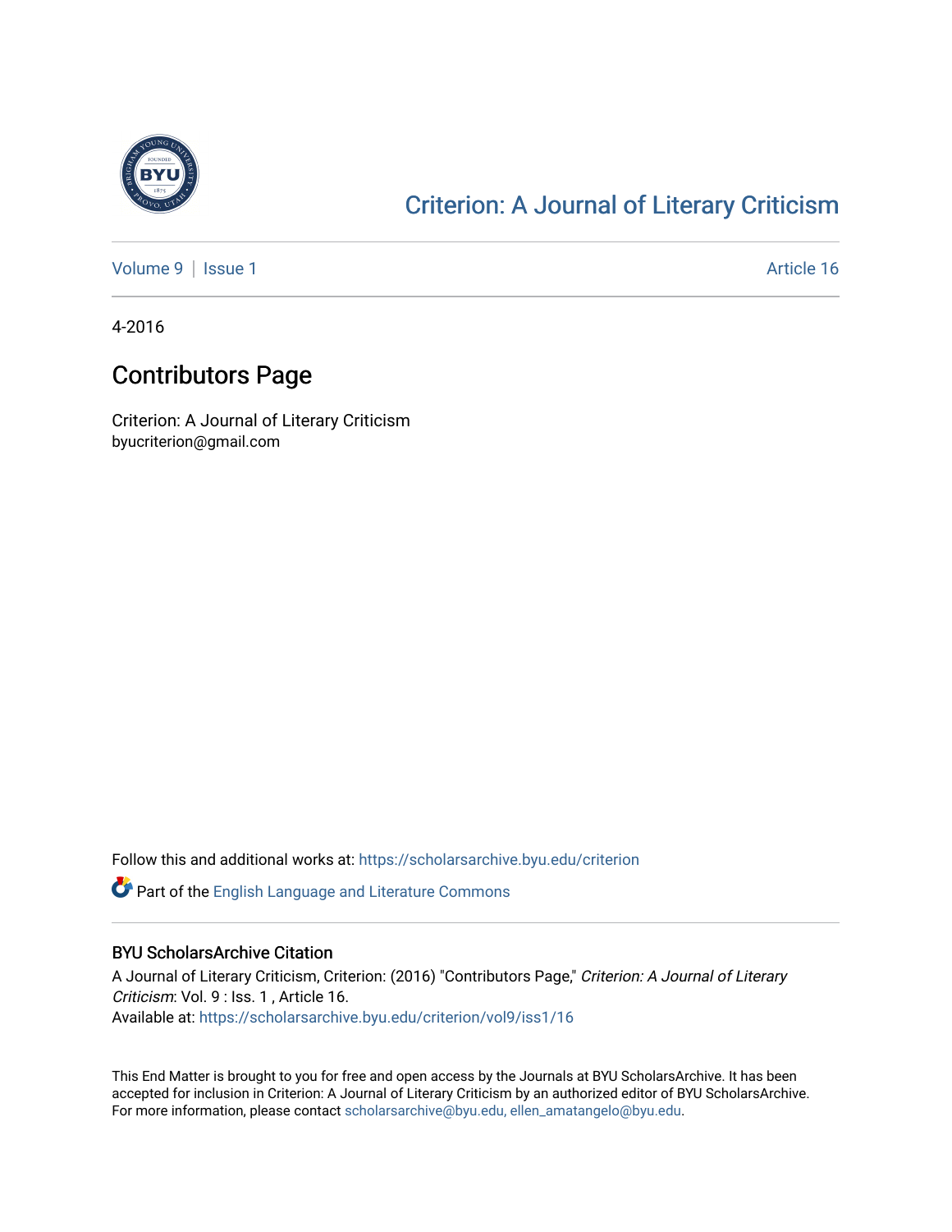# Criterion: A Journal of Literary Criticism

Volume 9 | Issue 1 Article 16

4-2016

## Contributors Page

Criterion: A Journal of Literary Criticism
byucriterion@gmail.com

Follow this and additional works at: https://scholarsarchive.byu.edu/criterion

Part of the English Language and Literature Commons

### BYU ScholarsArchive Citation

A Journal of Literary Criticism, Criterion: (2016) "Contributors Page," *Criterion: A Journal of Literary Criticism*: Vol. 9 : Iss. 1 , Article 16.
Available at: https://scholarsarchive.byu.edu/criterion/vol9/iss1/16

This End Matter is brought to you for free and open access by the Journals at BYU ScholarsArchive. It has been accepted for inclusion in Criterion: A Journal of Literary Criticism by an authorized editor of BYU ScholarsArchive. For more information, please contact scholarsarchive@byu.edu, ellen_amatangelo@byu.edu.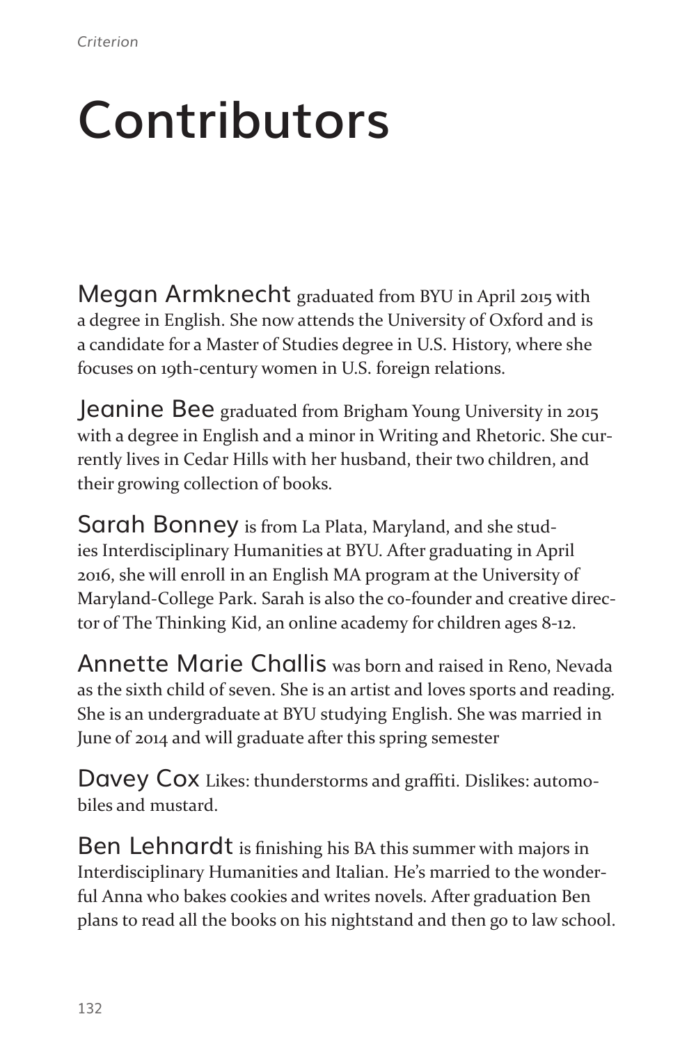# Contributors

**Megan Armknecht** graduated from BYU in April 2015 with a degree in English. She now attends the University of Oxford and is a candidate for a Master of Studies degree in U.S. History, where she focuses on 19th-century women in U.S. foreign relations.

**Jeanine Bee** graduated from Brigham Young University in 2015 with a degree in English and a minor in Writing and Rhetoric. She currently lives in Cedar Hills with her husband, their two children, and their growing collection of books.

**Sarah Bonney** is from La Plata, Maryland, and she studies Interdisciplinary Humanities at BYU. After graduating in April 2016, she will enroll in an English MA program at the University of Maryland-College Park. Sarah is also the co-founder and creative director of The Thinking Kid, an online academy for children ages 8-12.

**Annette Marie Challis** was born and raised in Reno, Nevada as the sixth child of seven. She is an artist and loves sports and reading. She is an undergraduate at BYU studying English. She was married in June of 2014 and will graduate after this spring semester

**Davey Cox** Likes: thunderstorms and graffiti. Dislikes: automobiles and mustard.

**Ben Lehnardt** is finishing his BA this summer with majors in Interdisciplinary Humanities and Italian. He's married to the wonderful Anna who bakes cookies and writes novels. After graduation Ben plans to read all the books on his nightstand and then go to law school.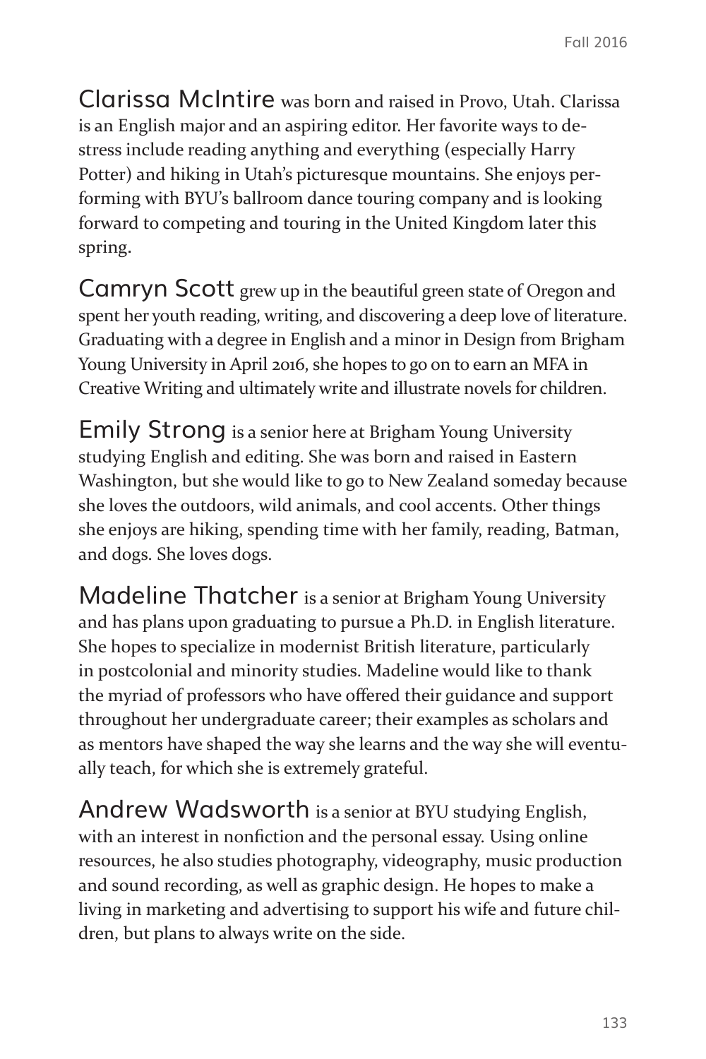Clarissa McIntire was born and raised in Provo, Utah. Clarissa is an English major and an aspiring editor. Her favorite ways to de-stress include reading anything and everything (especially Harry Potter) and hiking in Utah's picturesque mountains. She enjoys performing with BYU's ballroom dance touring company and is looking forward to competing and touring in the United Kingdom later this spring.

Camryn Scott grew up in the beautiful green state of Oregon and spent her youth reading, writing, and discovering a deep love of literature. Graduating with a degree in English and a minor in Design from Brigham Young University in April 2016, she hopes to go on to earn an MFA in Creative Writing and ultimately write and illustrate novels for children.

Emily Strong is a senior here at Brigham Young University studying English and editing. She was born and raised in Eastern Washington, but she would like to go to New Zealand someday because she loves the outdoors, wild animals, and cool accents. Other things she enjoys are hiking, spending time with her family, reading, Batman, and dogs. She loves dogs.

Madeline Thatcher is a senior at Brigham Young University and has plans upon graduating to pursue a Ph.D. in English literature. She hopes to specialize in modernist British literature, particularly in postcolonial and minority studies. Madeline would like to thank the myriad of professors who have offered their guidance and support throughout her undergraduate career; their examples as scholars and as mentors have shaped the way she learns and the way she will eventually teach, for which she is extremely grateful.

Andrew Wadsworth is a senior at BYU studying English, with an interest in nonfiction and the personal essay. Using online resources, he also studies photography, videography, music production and sound recording, as well as graphic design. He hopes to make a living in marketing and advertising to support his wife and future children, but plans to always write on the side.